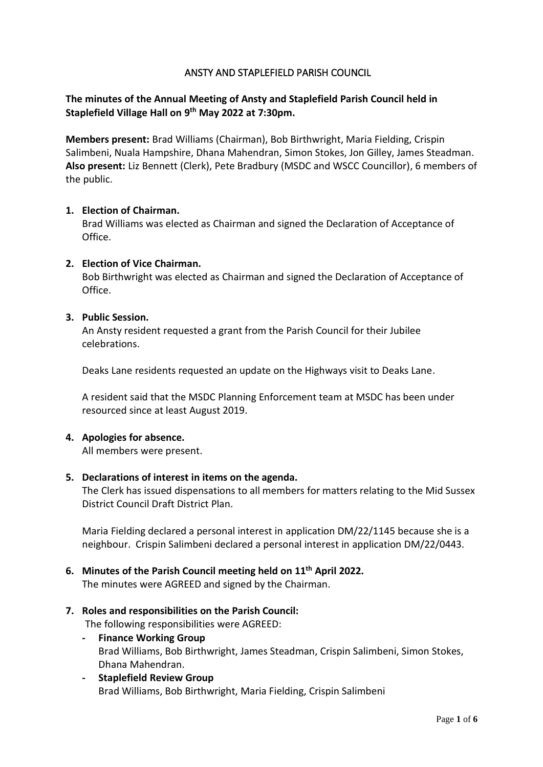# ANSTY AND STAPLEFIELD PARISH COUNCIL

**The minutes of the Annual Meeting of Ansty and Staplefield Parish Council held in Staplefield Village Hall on 9th May 2022 at 7:30pm.**

**Members present:** Brad Williams (Chairman), Bob Birthwright, Maria Fielding, Crispin Salimbeni, Nuala Hampshire, Dhana Mahendran, Simon Stokes, Jon Gilley, James Steadman.
**Also present:** Liz Bennett (Clerk), Pete Bradbury (MSDC and WSCC Councillor), 6 members of the public.

1. **Election of Chairman.**
   Brad Williams was elected as Chairman and signed the Declaration of Acceptance of Office.

2. **Election of Vice Chairman.**
   Bob Birthwright was elected as Chairman and signed the Declaration of Acceptance of Office.

3. **Public Session.**
   An Ansty resident requested a grant from the Parish Council for their Jubilee celebrations.

   Deaks Lane residents requested an update on the Highways visit to Deaks Lane.

   A resident said that the MSDC Planning Enforcement team at MSDC has been under resourced since at least August 2019.

4. **Apologies for absence.**
   All members were present.

5. **Declarations of interest in items on the agenda.**
   The Clerk has issued dispensations to all members for matters relating to the Mid Sussex District Council Draft District Plan.

   Maria Fielding declared a personal interest in application DM/22/1145 because she is a neighbour. Crispin Salimbeni declared a personal interest in application DM/22/0443.

6. **Minutes of the Parish Council meeting held on 11th April 2022.**
   The minutes were AGREED and signed by the Chairman.

7. **Roles and responsibilities on the Parish Council:**
   The following responsibilities were AGREED:
   - **Finance Working Group**
     Brad Williams, Bob Birthwright, James Steadman, Crispin Salimbeni, Simon Stokes, Dhana Mahendran.
   - **Staplefield Review Group**
     Brad Williams, Bob Birthwright, Maria Fielding, Crispin Salimbeni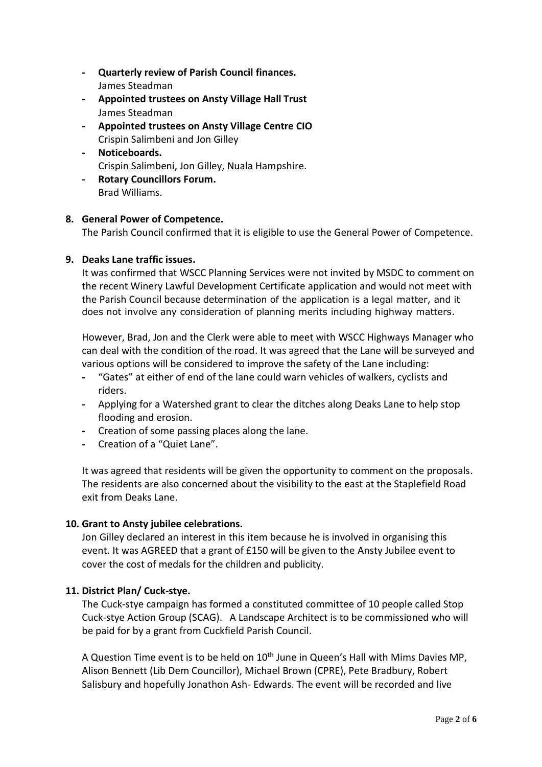- **Quarterly review of Parish Council finances.**
  James Steadman
- **Appointed trustees on Ansty Village Hall Trust**
  James Steadman
- **Appointed trustees on Ansty Village Centre CIO**
  Crispin Salimbeni and Jon Gilley
- **Noticeboards.**
  Crispin Salimbeni, Jon Gilley, Nuala Hampshire.
- **Rotary Councillors Forum.**
  Brad Williams.

**8. General Power of Competence.**

The Parish Council confirmed that it is eligible to use the General Power of Competence.

**9. Deaks Lane traffic issues.**

It was confirmed that WSCC Planning Services were not invited by MSDC to comment on the recent Winery Lawful Development Certificate application and would not meet with the Parish Council because determination of the application is a legal matter, and it does not involve any consideration of planning merits including highway matters.

However, Brad, Jon and the Clerk were able to meet with WSCC Highways Manager who can deal with the condition of the road. It was agreed that the Lane will be surveyed and various options will be considered to improve the safety of the Lane including:

- "Gates" at either of end of the lane could warn vehicles of walkers, cyclists and riders.
- Applying for a Watershed grant to clear the ditches along Deaks Lane to help stop flooding and erosion.
- Creation of some passing places along the lane.
- Creation of a "Quiet Lane".

It was agreed that residents will be given the opportunity to comment on the proposals. The residents are also concerned about the visibility to the east at the Staplefield Road exit from Deaks Lane.

**10. Grant to Ansty jubilee celebrations.**

Jon Gilley declared an interest in this item because he is involved in organising this event. It was AGREED that a grant of £150 will be given to the Ansty Jubilee event to cover the cost of medals for the children and publicity.

**11. District Plan/ Cuck-stye.**

The Cuck-stye campaign has formed a constituted committee of 10 people called Stop Cuck-stye Action Group (SCAG). A Landscape Architect is to be commissioned who will be paid for by a grant from Cuckfield Parish Council.

A Question Time event is to be held on 10th June in Queen's Hall with Mims Davies MP, Alison Bennett (Lib Dem Councillor), Michael Brown (CPRE), Pete Bradbury, Robert Salisbury and hopefully Jonathon Ash- Edwards. The event will be recorded and live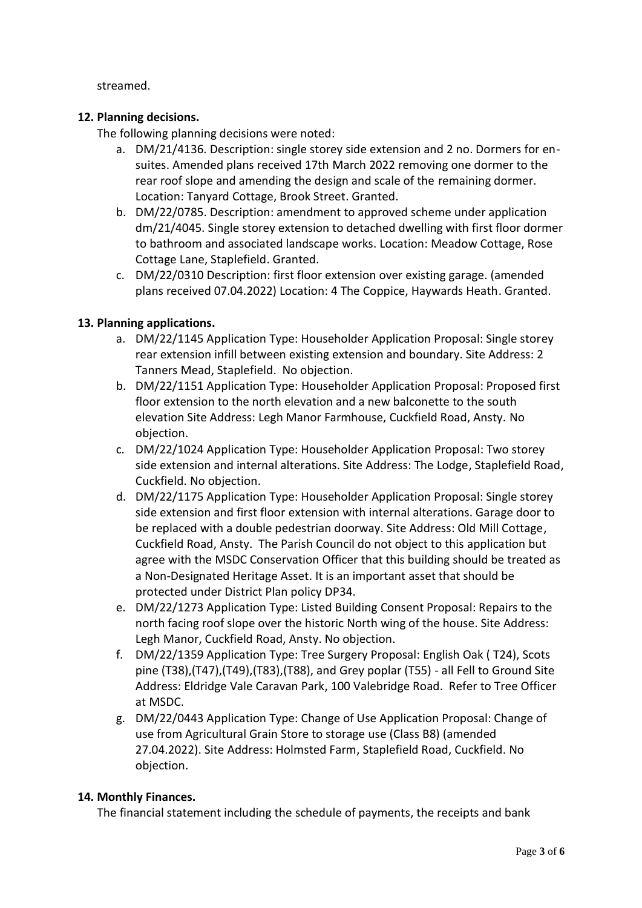streamed.

**12. Planning decisions.**

The following planning decisions were noted:

a. DM/21/4136. Description: single storey side extension and 2 no. Dormers for en-suites. Amended plans received 17th March 2022 removing one dormer to the rear roof slope and amending the design and scale of the remaining dormer. Location: Tanyard Cottage, Brook Street. Granted.

b. DM/22/0785. Description: amendment to approved scheme under application dm/21/4045. Single storey extension to detached dwelling with first floor dormer to bathroom and associated landscape works. Location: Meadow Cottage, Rose Cottage Lane, Staplefield. Granted.

c. DM/22/0310 Description: first floor extension over existing garage. (amended plans received 07.04.2022) Location: 4 The Coppice, Haywards Heath. Granted.

**13. Planning applications.**

a. DM/22/1145 Application Type: Householder Application Proposal: Single storey rear extension infill between existing extension and boundary. Site Address: 2 Tanners Mead, Staplefield. No objection.

b. DM/22/1151 Application Type: Householder Application Proposal: Proposed first floor extension to the north elevation and a new balconette to the south elevation Site Address: Legh Manor Farmhouse, Cuckfield Road, Ansty. No objection.

c. DM/22/1024 Application Type: Householder Application Proposal: Two storey side extension and internal alterations. Site Address: The Lodge, Staplefield Road, Cuckfield. No objection.

d. DM/22/1175 Application Type: Householder Application Proposal: Single storey side extension and first floor extension with internal alterations. Garage door to be replaced with a double pedestrian doorway. Site Address: Old Mill Cottage, Cuckfield Road, Ansty. The Parish Council do not object to this application but agree with the MSDC Conservation Officer that this building should be treated as a Non-Designated Heritage Asset. It is an important asset that should be protected under District Plan policy DP34.

e. DM/22/1273 Application Type: Listed Building Consent Proposal: Repairs to the north facing roof slope over the historic North wing of the house. Site Address: Legh Manor, Cuckfield Road, Ansty. No objection.

f. DM/22/1359 Application Type: Tree Surgery Proposal: English Oak ( T24), Scots pine (T38),(T47),(T49),(T83),(T88), and Grey poplar (T55) - all Fell to Ground Site Address: Eldridge Vale Caravan Park, 100 Valebridge Road. Refer to Tree Officer at MSDC.

g. DM/22/0443 Application Type: Change of Use Application Proposal: Change of use from Agricultural Grain Store to storage use (Class B8) (amended 27.04.2022). Site Address: Holmsted Farm, Staplefield Road, Cuckfield. No objection.

**14. Monthly Finances.**

The financial statement including the schedule of payments, the receipts and bank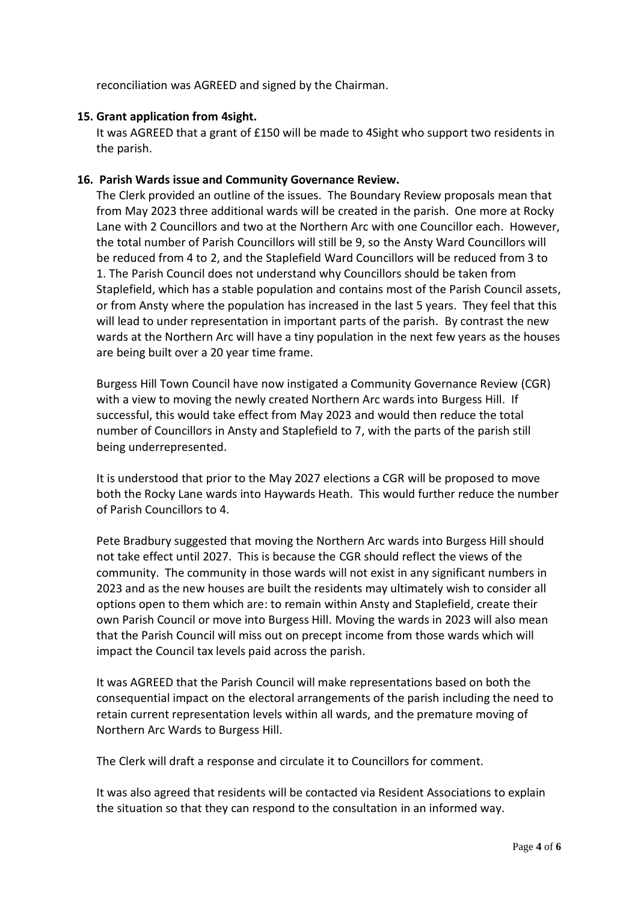reconciliation was AGREED and signed by the Chairman.

**15. Grant application from 4sight.**

It was AGREED that a grant of £150 will be made to 4Sight who support two residents in the parish.

**16. Parish Wards issue and Community Governance Review.**

The Clerk provided an outline of the issues. The Boundary Review proposals mean that from May 2023 three additional wards will be created in the parish. One more at Rocky Lane with 2 Councillors and two at the Northern Arc with one Councillor each. However, the total number of Parish Councillors will still be 9, so the Ansty Ward Councillors will be reduced from 4 to 2, and the Staplefield Ward Councillors will be reduced from 3 to 1. The Parish Council does not understand why Councillors should be taken from Staplefield, which has a stable population and contains most of the Parish Council assets, or from Ansty where the population has increased in the last 5 years. They feel that this will lead to under representation in important parts of the parish. By contrast the new wards at the Northern Arc will have a tiny population in the next few years as the houses are being built over a 20 year time frame.

Burgess Hill Town Council have now instigated a Community Governance Review (CGR) with a view to moving the newly created Northern Arc wards into Burgess Hill. If successful, this would take effect from May 2023 and would then reduce the total number of Councillors in Ansty and Staplefield to 7, with the parts of the parish still being underrepresented.

It is understood that prior to the May 2027 elections a CGR will be proposed to move both the Rocky Lane wards into Haywards Heath. This would further reduce the number of Parish Councillors to 4.

Pete Bradbury suggested that moving the Northern Arc wards into Burgess Hill should not take effect until 2027. This is because the CGR should reflect the views of the community. The community in those wards will not exist in any significant numbers in 2023 and as the new houses are built the residents may ultimately wish to consider all options open to them which are: to remain within Ansty and Staplefield, create their own Parish Council or move into Burgess Hill. Moving the wards in 2023 will also mean that the Parish Council will miss out on precept income from those wards which will impact the Council tax levels paid across the parish.

It was AGREED that the Parish Council will make representations based on both the consequential impact on the electoral arrangements of the parish including the need to retain current representation levels within all wards, and the premature moving of Northern Arc Wards to Burgess Hill.

The Clerk will draft a response and circulate it to Councillors for comment.

It was also agreed that residents will be contacted via Resident Associations to explain the situation so that they can respond to the consultation in an informed way.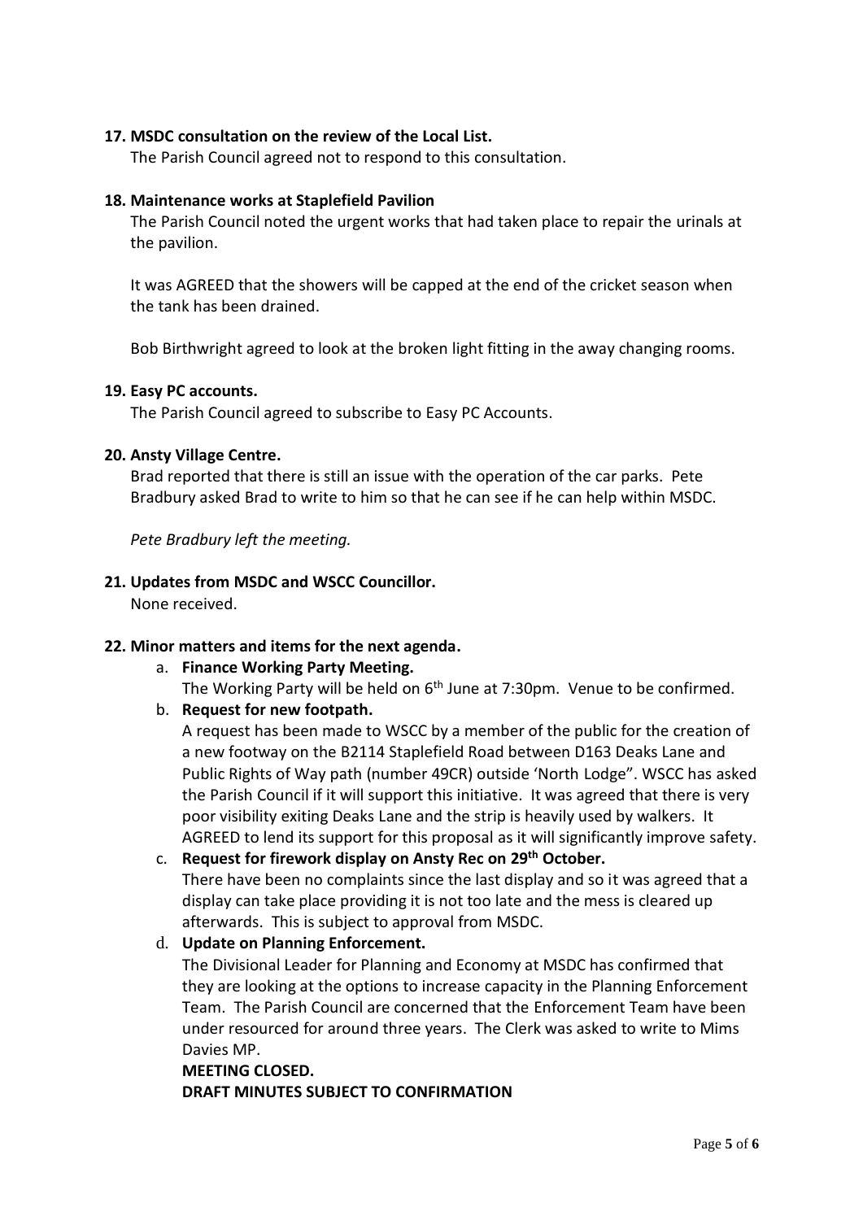**17. MSDC consultation on the review of the Local List.**

The Parish Council agreed not to respond to this consultation.

**18. Maintenance works at Staplefield Pavilion**

The Parish Council noted the urgent works that had taken place to repair the urinals at the pavilion.

It was AGREED that the showers will be capped at the end of the cricket season when the tank has been drained.

Bob Birthwright agreed to look at the broken light fitting in the away changing rooms.

**19. Easy PC accounts.**

The Parish Council agreed to subscribe to Easy PC Accounts.

**20. Ansty Village Centre.**

Brad reported that there is still an issue with the operation of the car parks. Pete Bradbury asked Brad to write to him so that he can see if he can help within MSDC.

*Pete Bradbury left the meeting.*

**21. Updates from MSDC and WSCC Councillor.**

None received.

**22. Minor matters and items for the next agenda.**

a. **Finance Working Party Meeting.**
   The Working Party will be held on 6th June at 7:30pm. Venue to be confirmed.

b. **Request for new footpath.**
   A request has been made to WSCC by a member of the public for the creation of a new footway on the B2114 Staplefield Road between D163 Deaks Lane and Public Rights of Way path (number 49CR) outside 'North Lodge". WSCC has asked the Parish Council if it will support this initiative. It was agreed that there is very poor visibility exiting Deaks Lane and the strip is heavily used by walkers. It AGREED to lend its support for this proposal as it will significantly improve safety.

c. **Request for firework display on Ansty Rec on 29th October.**
   There have been no complaints since the last display and so it was agreed that a display can take place providing it is not too late and the mess is cleared up afterwards. This is subject to approval from MSDC.

d. **Update on Planning Enforcement.**
   The Divisional Leader for Planning and Economy at MSDC has confirmed that they are looking at the options to increase capacity in the Planning Enforcement Team. The Parish Council are concerned that the Enforcement Team have been under resourced for around three years. The Clerk was asked to write to Mims Davies MP.

**MEETING CLOSED.**

**DRAFT MINUTES SUBJECT TO CONFIRMATION**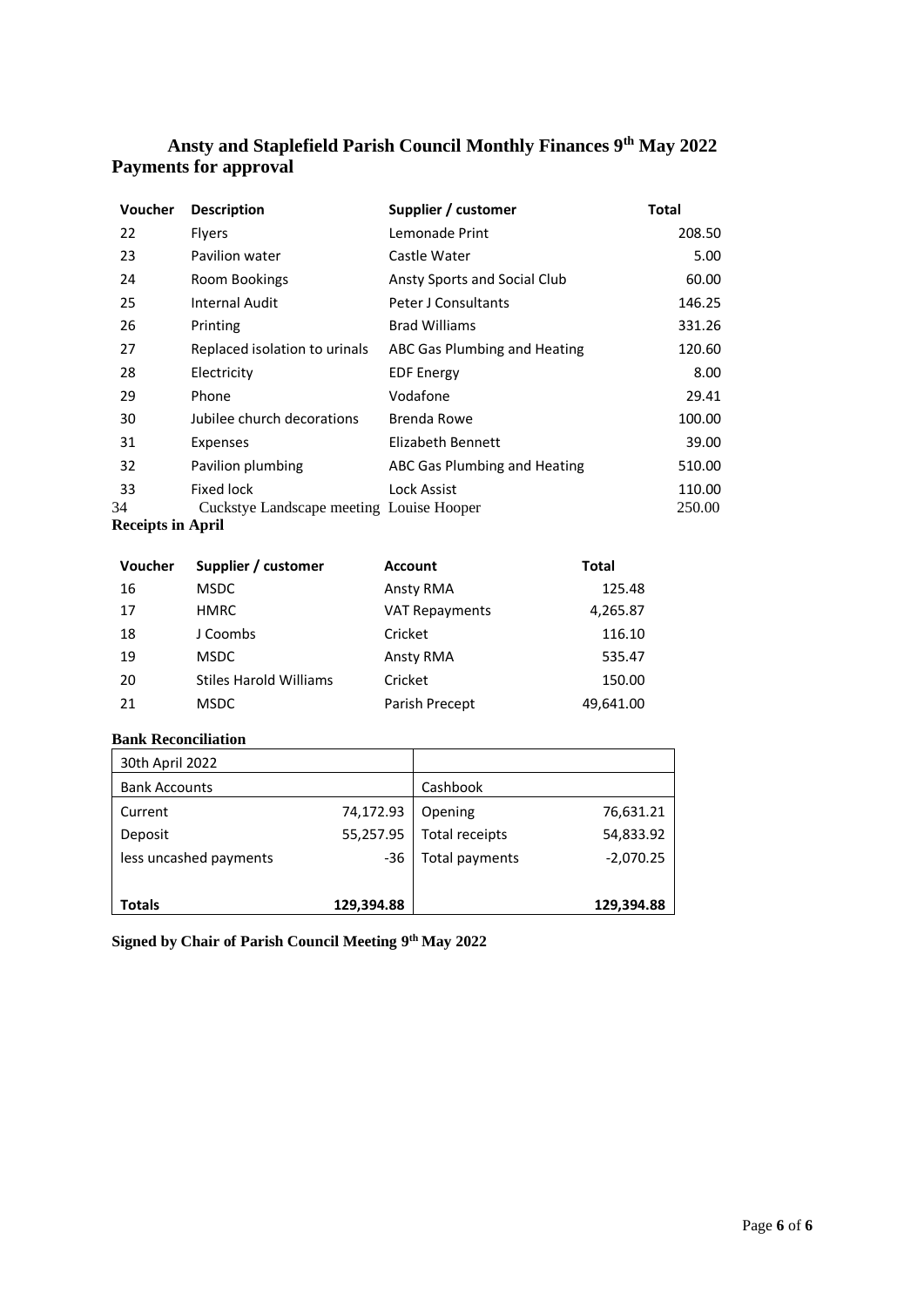# Ansty and Staplefield Parish Council Monthly Finances 9th May 2022

## Payments for approval

| Voucher | Description | Supplier / customer | Total |
|---|---|---|---|
| 22 | Flyers | Lemonade Print | 208.50 |
| 23 | Pavilion water | Castle Water | 5.00 |
| 24 | Room Bookings | Ansty Sports and Social Club | 60.00 |
| 25 | Internal Audit | Peter J Consultants | 146.25 |
| 26 | Printing | Brad Williams | 331.26 |
| 27 | Replaced isolation to urinals | ABC Gas Plumbing and Heating | 120.60 |
| 28 | Electricity | EDF Energy | 8.00 |
| 29 | Phone | Vodafone | 29.41 |
| 30 | Jubilee church decorations | Brenda Rowe | 100.00 |
| 31 | Expenses | Elizabeth Bennett | 39.00 |
| 32 | Pavilion plumbing | ABC Gas Plumbing and Heating | 510.00 |
| 33 | Fixed lock | Lock Assist | 110.00 |
| 34 | Cuckstye Landscape meeting | Louise Hooper | 250.00 |

## Receipts in April

| Voucher | Supplier / customer | Account | Total |
|---|---|---|---|
| 16 | MSDC | Ansty RMA | 125.48 |
| 17 | HMRC | VAT Repayments | 4,265.87 |
| 18 | J Coombs | Cricket | 116.10 |
| 19 | MSDC | Ansty RMA | 535.47 |
| 20 | Stiles Harold Williams | Cricket | 150.00 |
| 21 | MSDC | Parish Precept | 49,641.00 |

## Bank Reconciliation

| 30th April 2022 | | | |
|---|---|---|---|
| Bank Accounts | | Cashbook | |
| Current | 74,172.93 | Opening | 76,631.21 |
| Deposit | 55,257.95 | Total receipts | 54,833.92 |
| less uncashed payments | -36 | Total payments | -2,070.25 |
| **Totals** | **129,394.88** | | **129,394.88** |

**Signed by Chair of Parish Council Meeting 9th May 2022**